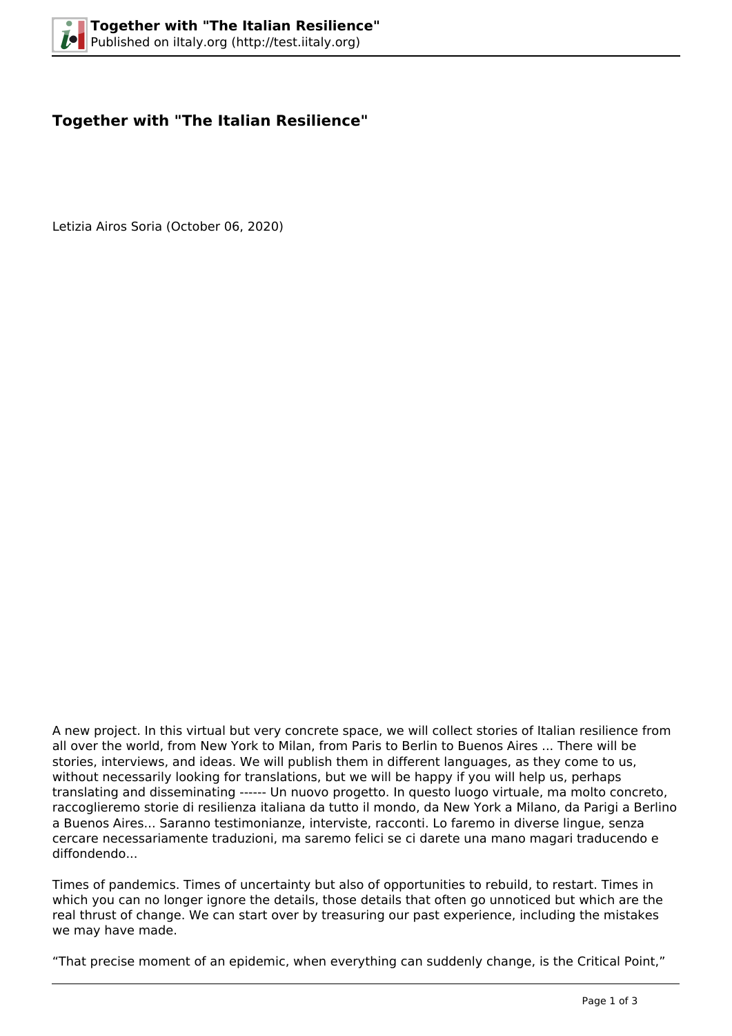# Together with "The Italian Resilience"

Letizia Airos Soria (October 06, 2020)

A new project. In this virtual but very concrete space, we will collect stories of Italian resilience from all over the world, from New York to Milan, from Paris to Berlin to Buenos Aires ... There will be stories, interviews, and ideas. We will publish them in different languages, as they come to us, without necessarily looking for translations, but we will be happy if you will help us, perhaps translating and disseminating ------ Un nuovo progetto. In questo luogo virtuale, ma molto concreto, raccoglieremo storie di resilienza italiana da tutto il mondo, da New York a Milano, da Parigi a Berlino a Buenos Aires... Saranno testimonianze, interviste, racconti. Lo faremo in diverse lingue, senza cercare necessariamente traduzioni, ma saremo felici se ci darete una mano magari traducendo e diffondendo...

Times of pandemics. Times of uncertainty but also of opportunities to rebuild, to restart. Times in which you can no longer ignore the details, those details that often go unnoticed but which are the real thrust of change. We can start over by treasuring our past experience, including the mistakes we may have made.

“That precise moment of an epidemic, when everything can suddenly change, is the Critical Point,”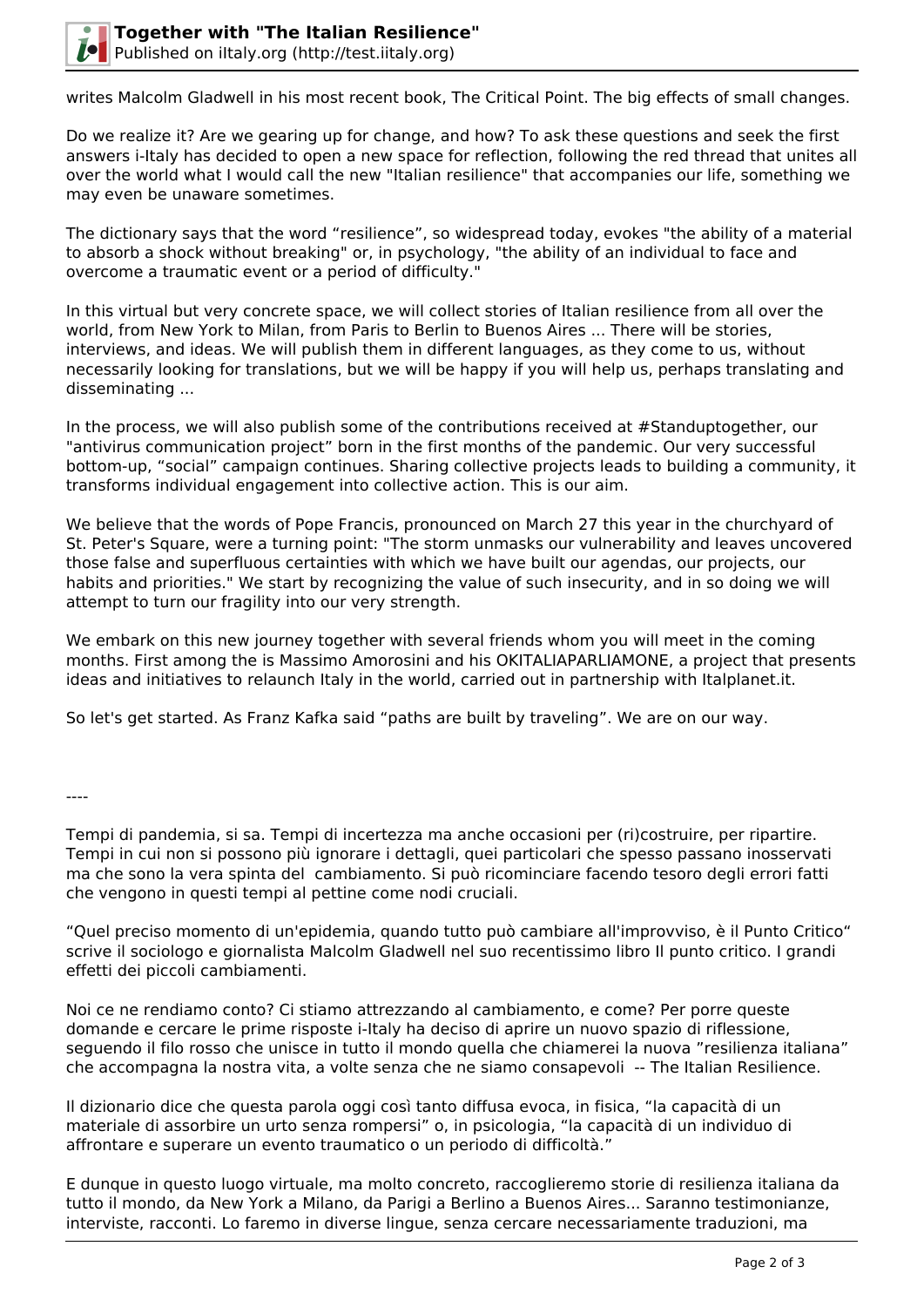writes Malcolm Gladwell in his most recent book, The Critical Point. The big effects of small changes.

Do we realize it? Are we gearing up for change, and how? To ask these questions and seek the first answers i-Italy has decided to open a new space for reflection, following the red thread that unites all over the world what I would call the new "Italian resilience" that accompanies our life, something we may even be unaware sometimes.

The dictionary says that the word “resilience”, so widespread today, evokes "the ability of a material to absorb a shock without breaking" or, in psychology, "the ability of an individual to face and overcome a traumatic event or a period of difficulty."

In this virtual but very concrete space, we will collect stories of Italian resilience from all over the world, from New York to Milan, from Paris to Berlin to Buenos Aires ... There will be stories, interviews, and ideas. We will publish them in different languages, as they come to us, without necessarily looking for translations, but we will be happy if you will help us, perhaps translating and disseminating ...

In the process, we will also publish some of the contributions received at #Standuptogether, our "antivirus communication project" born in the first months of the pandemic. Our very successful bottom-up, “social” campaign continues. Sharing collective projects leads to building a community, it transforms individual engagement into collective action. This is our aim.

We believe that the words of Pope Francis, pronounced on March 27 this year in the churchyard of St. Peter's Square, were a turning point: "The storm unmasks our vulnerability and leaves uncovered those false and superfluous certainties with which we have built our agendas, our projects, our habits and priorities." We start by recognizing the value of such insecurity, and in so doing we will attempt to turn our fragility into our very strength.

We embark on this new journey together with several friends whom you will meet in the coming months. First among the is Massimo Amorosini and his OKITALIAPARLIAMONE, a project that presents ideas and initiatives to relaunch Italy in the world, carried out in partnership with Italplanet.it.

So let's get started. As Franz Kafka said “paths are built by traveling”. We are on our way.

----

Tempi di pandemia, si sa. Tempi di incertezza ma anche occasioni per (ri)costruire, per ripartire. Tempi in cui non si possono più ignorare i dettagli, quei particolari che spesso passano inosservati ma che sono la vera spinta del cambiamento. Si può ricominciare facendo tesoro degli errori fatti che vengono in questi tempi al pettine come nodi cruciali.

“Quel preciso momento di un'epidemia, quando tutto può cambiare all'improvviso, è il Punto Critico“ scrive il sociologo e giornalista Malcolm Gladwell nel suo recentissimo libro Il punto critico. I grandi effetti dei piccoli cambiamenti.

Noi ce ne rendiamo conto? Ci stiamo attrezzando al cambiamento, e come? Per porre queste domande e cercare le prime risposte i-Italy ha deciso di aprire un nuovo spazio di riflessione, seguendo il filo rosso che unisce in tutto il mondo quella che chiamerei la nuova ”resilienza italiana” che accompagna la nostra vita, a volte senza che ne siamo consapevoli -- The Italian Resilience.

Il dizionario dice che questa parola oggi così tanto diffusa evoca, in fisica, “la capacità di un materiale di assorbire un urto senza rompersi” o, in psicologia, “la capacità di un individuo di affrontare e superare un evento traumatico o un periodo di difficoltà.”

E dunque in questo luogo virtuale, ma molto concreto, raccoglieremo storie di resilienza italiana da tutto il mondo, da New York a Milano, da Parigi a Berlino a Buenos Aires... Saranno testimonianze, interviste, racconti. Lo faremo in diverse lingue, senza cercare necessariamente traduzioni, ma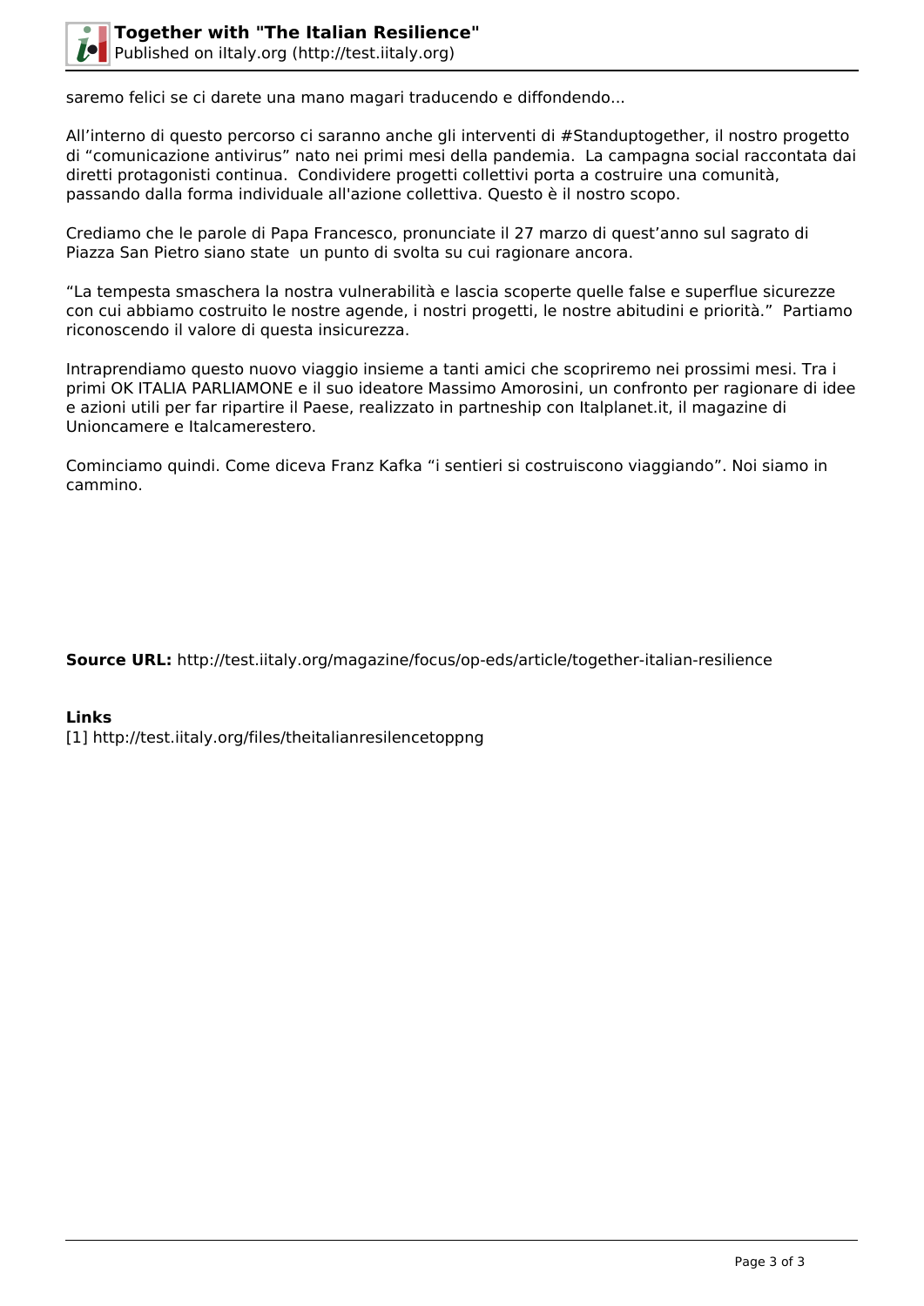saremo felici se ci darete una mano magari traducendo e diffondendo...

All'interno di questo percorso ci saranno anche gli interventi di #Standuptogether, il nostro progetto di "comunicazione antivirus" nato nei primi mesi della pandemia. La campagna social raccontata dai diretti protagonisti continua. Condividere progetti collettivi porta a costruire una comunità, passando dalla forma individuale all'azione collettiva. Questo è il nostro scopo.

Crediamo che le parole di Papa Francesco, pronunciate il 27 marzo di quest'anno sul sagrato di Piazza San Pietro siano state un punto di svolta su cui ragionare ancora.

"La tempesta smaschera la nostra vulnerabilità e lascia scoperte quelle false e superflue sicurezze con cui abbiamo costruito le nostre agende, i nostri progetti, le nostre abitudini e priorità." Partiamo riconoscendo il valore di questa insicurezza.

Intraprendiamo questo nuovo viaggio insieme a tanti amici che scopriremo nei prossimi mesi. Tra i primi OK ITALIA PARLIAMONE e il suo ideatore Massimo Amorosini, un confronto per ragionare di idee e azioni utili per far ripartire il Paese, realizzato in partneship con Italplanet.it, il magazine di Unioncamere e Italcamerestero.

Cominciamo quindi. Come diceva Franz Kafka "i sentieri si costruiscono viaggiando". Noi siamo in cammino.

**Source URL:** http://test.iitaly.org/magazine/focus/op-eds/article/together-italian-resilience

**Links**
[1] http://test.iitaly.org/files/theitalianresilencetoppng